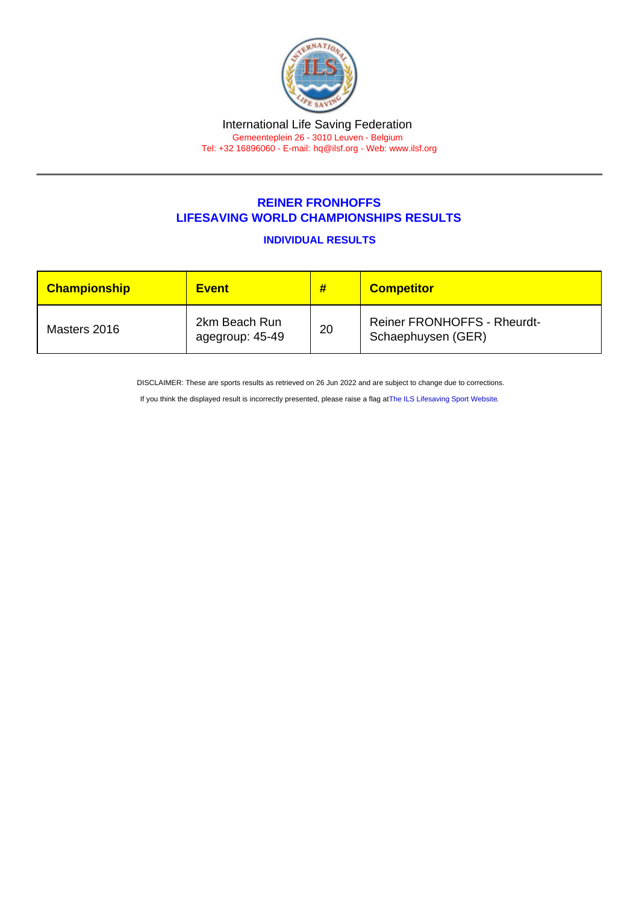International Life Saving Federation

Gemeenteplein 26 - 3010 Leuven - Belgium

Tel: +32 16896060 - E-mail: hq@ilsf.org - Web: www.ilsf.org

## REINER FRONHOFFS
## LIFESAVING WORLD CHAMPIONSHIPS RESULTS

### INDIVIDUAL RESULTS

| Championship | Event | # | Competitor |
|---|---|---|---|
| Masters 2016 | 2km Beach Run agegroup: 45-49 | 20 | Reiner FRONHOFFS - Rheurdt-Schaephuysen (GER) |

DISCLAIMER: These are sports results as retrieved on 26 Jun 2022 and are subject to change due to corrections.

If you think the displayed result is incorrectly presented, please raise a flag at The ILS Lifesaving Sport Website.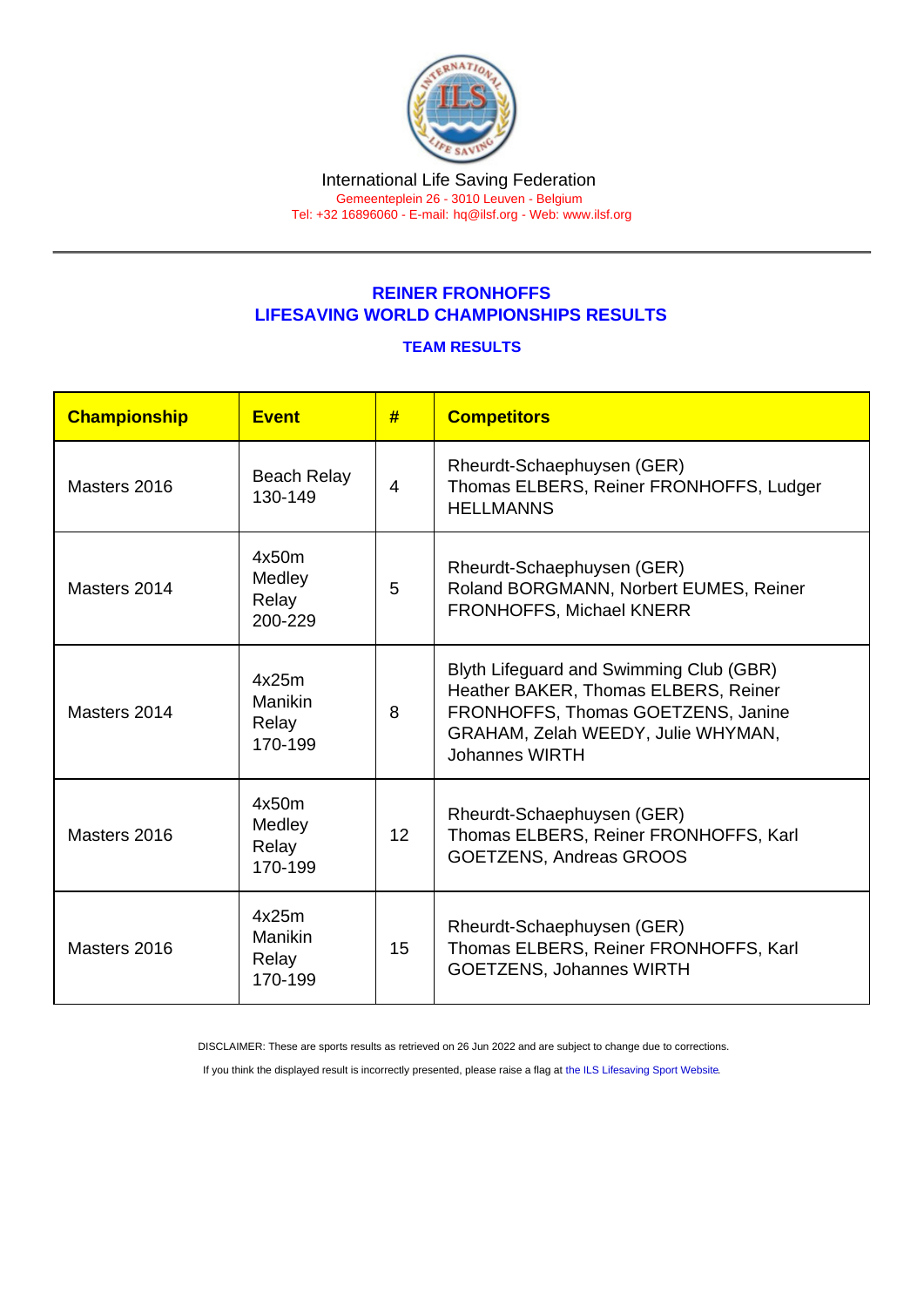International Life Saving Federation

Gemeenteplein 26 - 3010 Leuven - Belgium

Tel: +32 16896060 - E-mail: hq@ilsf.org - Web: www.ilsf.org

## REINER FRONHOFFS
## LIFESAVING WORLD CHAMPIONSHIPS RESULTS

### TEAM RESULTS

| Championship | Event | # | Competitors |
|---|---|---|---|
| Masters 2016 | Beach Relay 130-149 | 4 | Rheurdt-Schaephuysen (GER) Thomas ELBERS, Reiner FRONHOFFS, Ludger HELLMANNS |
| Masters 2014 | 4x50m Medley Relay 200-229 | 5 | Rheurdt-Schaephuysen (GER) Roland BORGMANN, Norbert EUMES, Reiner FRONHOFFS, Michael KNERR |
| Masters 2014 | 4x25m Manikin Relay 170-199 | 8 | Blyth Lifeguard and Swimming Club (GBR) Heather BAKER, Thomas ELBERS, Reiner FRONHOFFS, Thomas GOETZENS, Janine GRAHAM, Zelah WEEDY, Julie WHYMAN, Johannes WIRTH |
| Masters 2016 | 4x50m Medley Relay 170-199 | 12 | Rheurdt-Schaephuysen (GER) Thomas ELBERS, Reiner FRONHOFFS, Karl GOETZENS, Andreas GROOS |
| Masters 2016 | 4x25m Manikin Relay 170-199 | 15 | Rheurdt-Schaephuysen (GER) Thomas ELBERS, Reiner FRONHOFFS, Karl GOETZENS, Johannes WIRTH |

DISCLAIMER: These are sports results as retrieved on 26 Jun 2022 and are subject to change due to corrections.

If you think the displayed result is incorrectly presented, please raise a flag at the ILS Lifesaving Sport Website.